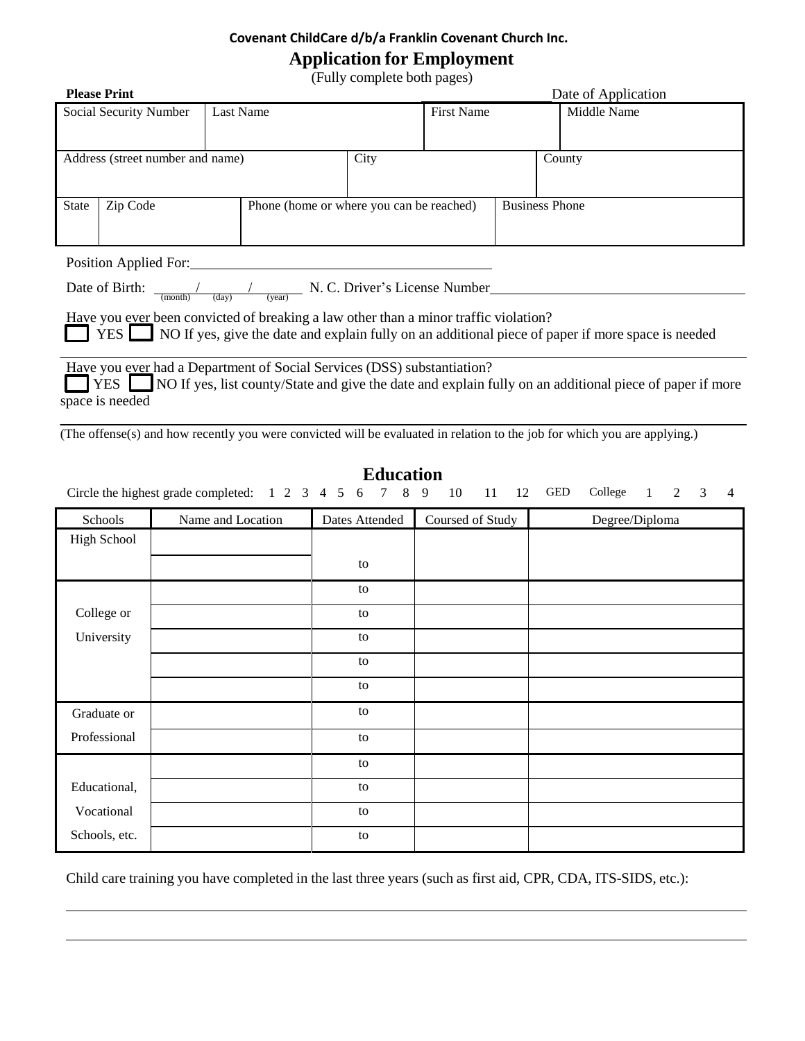**Covenant ChildCare d/b/a Franklin Covenant Church Inc.**

# Application for Employment

(Fully complete both pages)

**Please Print** Date of Application

| Social Security Number | Last Name | First Name | Middle Name |
|---|---|---|---|
| | | | |

| Address (street number and name) | City | County |
|---|---|---|
| | | |

| State | Zip Code | Phone (home or where you can be reached) | Business Phone |
|---|---|---|---|
| | | | |

Position Applied For: ____________________

Date of Birth: ____ / ____ / ____ (month) (day) (year) N. C. Driver's License Number ____________________

Have you ever been convicted of breaking a law other than a minor traffic violation?
☐ YES ☐ NO If yes, give the date and explain fully on an additional piece of paper if more space is needed

Have you ever had a Department of Social Services (DSS) substantiation?
☐ YES ☐ NO If yes, list county/State and give the date and explain fully on an additional piece of paper if more space is needed

(The offense(s) and how recently you were convicted will be evaluated in relation to the job for which you are applying.)

## Education

Circle the highest grade completed: 1 2 3 4 5 6 7 8 9 10 11 12 GED College 1 2 3 4

| Schools | Name and Location | Dates Attended | Coursed of Study | Degree/Diploma |
|---|---|---|---|---|
| High School | | | | |
| | | to | | |
| College or University | | to | | |
| | | to | | |
| | | to | | |
| | | to | | |
| | | to | | |
| Graduate or Professional | | to | | |
| | | to | | |
| Educational, Vocational Schools, etc. | | to | | |
| | | to | | |
| | | to | | |
| | | to | | |

Child care training you have completed in the last three years (such as first aid, CPR, CDA, ITS-SIDS, etc.):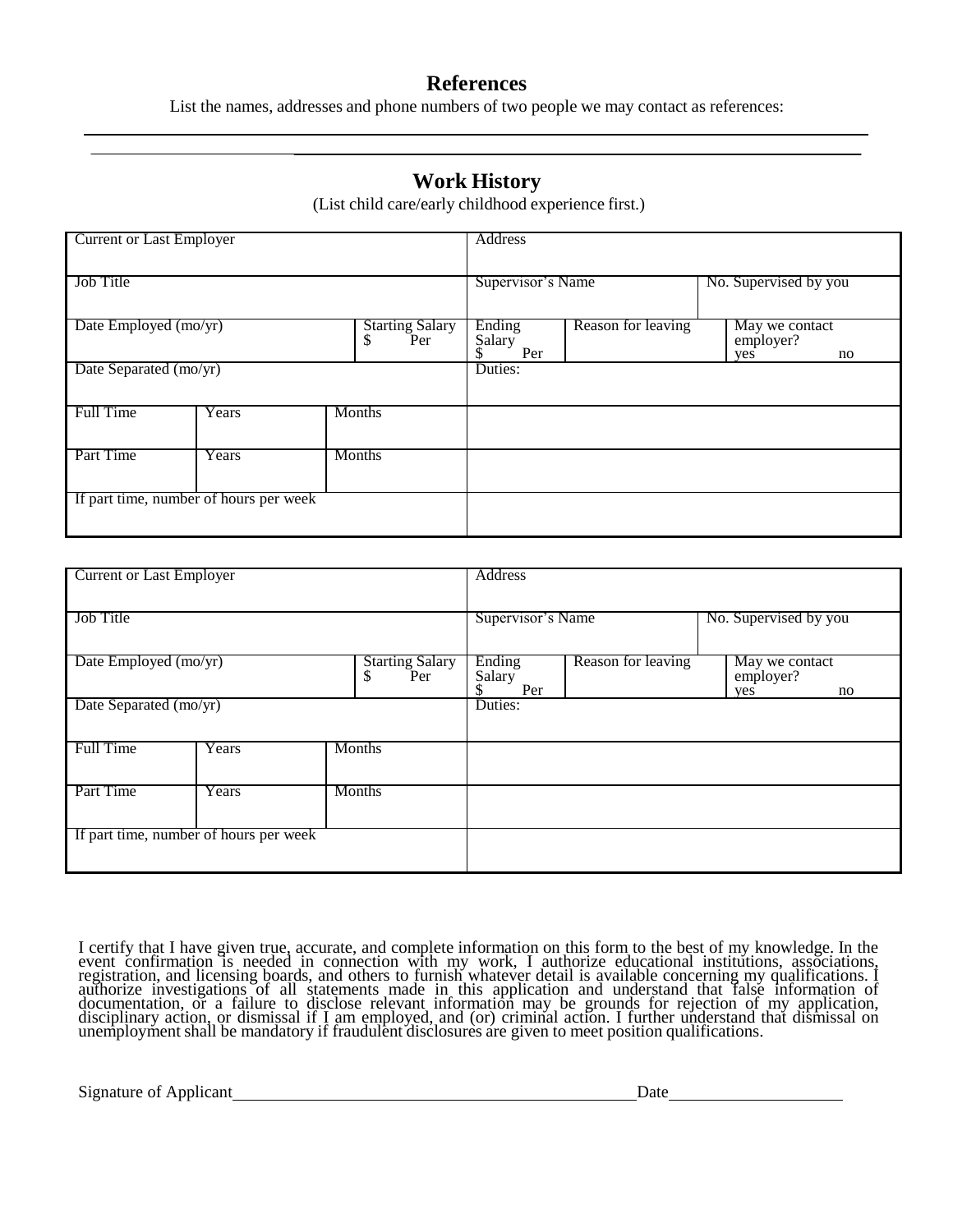## References

List the names, addresses and phone numbers of two people we may contact as references:

______________________________________________________________________________

______________________________________________________________________________

## Work History

(List child care/early childhood experience first.)

| | | | | | | |
|---|---|---|---|---|---|---|
| Current or Last Employer | | | Address | | | |
| Job Title | | | Supervisor's Name | | No. Supervised by you | |
| Date Employed (mo/yr) | | Starting Salary $ Per | Ending Salary $ Per | Reason for leaving | May we contact employer? yes no | |
| Date Separated (mo/yr) | | | Duties: | | | |
| Full Time | Years | Months | | | | |
| Part Time | Years | Months | | | | |
| If part time, number of hours per week | | | | | | |

| | | | | | | |
|---|---|---|---|---|---|---|
| Current or Last Employer | | | Address | | | |
| Job Title | | | Supervisor's Name | | No. Supervised by you | |
| Date Employed (mo/yr) | | Starting Salary $ Per | Ending Salary $ Per | Reason for leaving | May we contact employer? yes no | |
| Date Separated (mo/yr) | | | Duties: | | | |
| Full Time | Years | Months | | | | |
| Part Time | Years | Months | | | | |
| If part time, number of hours per week | | | | | | |

I certify that I have given true, accurate, and complete information on this form to the best of my knowledge. In the event confirmation is needed in connection with my work, I authorize educational institutions, associations, registration, and licensing boards, and others to furnish whatever detail is available concerning my qualifications. I authorize investigations of all statements made in this application and understand that false information of documentation, or a failure to disclose relevant information may be grounds for rejection of my application, disciplinary action, or dismissal if I am employed, and (or) criminal action. I further understand that dismissal on unemployment shall be mandatory if fraudulent disclosures are given to meet position qualifications.

Signature of Applicant______________________________________________Date____________________